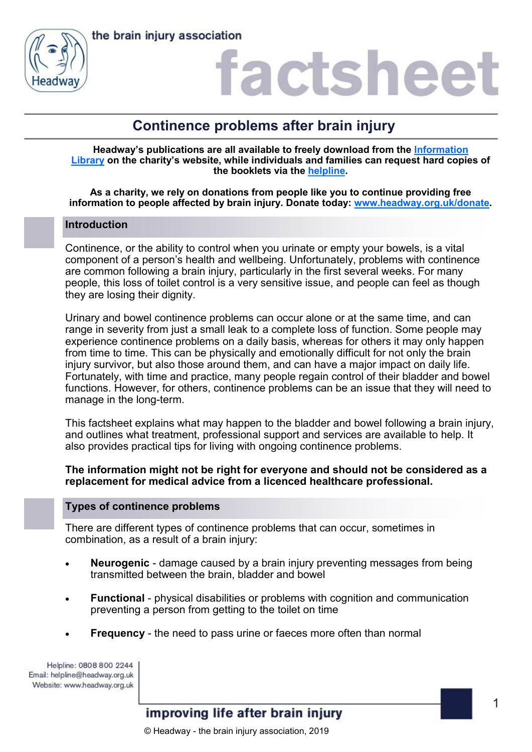# Continence problems after brain injury

**Headway's publications are all available to freely download from the [Information Library] on the charity's website, while individuals and families can request hard copies of the booklets via the [helpline].**

**As a charity, we rely on donations from people like you to continue providing free information to people affected by brain injury. Donate today: www.headway.org.uk/donate.**

## Introduction

Continence, or the ability to control when you urinate or empty your bowels, is a vital component of a person's health and wellbeing. Unfortunately, problems with continence are common following a brain injury, particularly in the first several weeks. For many people, this loss of toilet control is a very sensitive issue, and people can feel as though they are losing their dignity.

Urinary and bowel continence problems can occur alone or at the same time, and can range in severity from just a small leak to a complete loss of function. Some people may experience continence problems on a daily basis, whereas for others it may only happen from time to time. This can be physically and emotionally difficult for not only the brain injury survivor, but also those around them, and can have a major impact on daily life. Fortunately, with time and practice, many people regain control of their bladder and bowel functions. However, for others, continence problems can be an issue that they will need to manage in the long-term.

This factsheet explains what may happen to the bladder and bowel following a brain injury, and outlines what treatment, professional support and services are available to help. It also provides practical tips for living with ongoing continence problems.

**The information might not be right for everyone and should not be considered as a replacement for medical advice from a licenced healthcare professional.**

## Types of continence problems

There are different types of continence problems that can occur, sometimes in combination, as a result of a brain injury:

- **Neurogenic** - damage caused by a brain injury preventing messages from being transmitted between the brain, bladder and bowel
- **Functional** - physical disabilities or problems with cognition and communication preventing a person from getting to the toilet on time
- **Frequency** - the need to pass urine or faeces more often than normal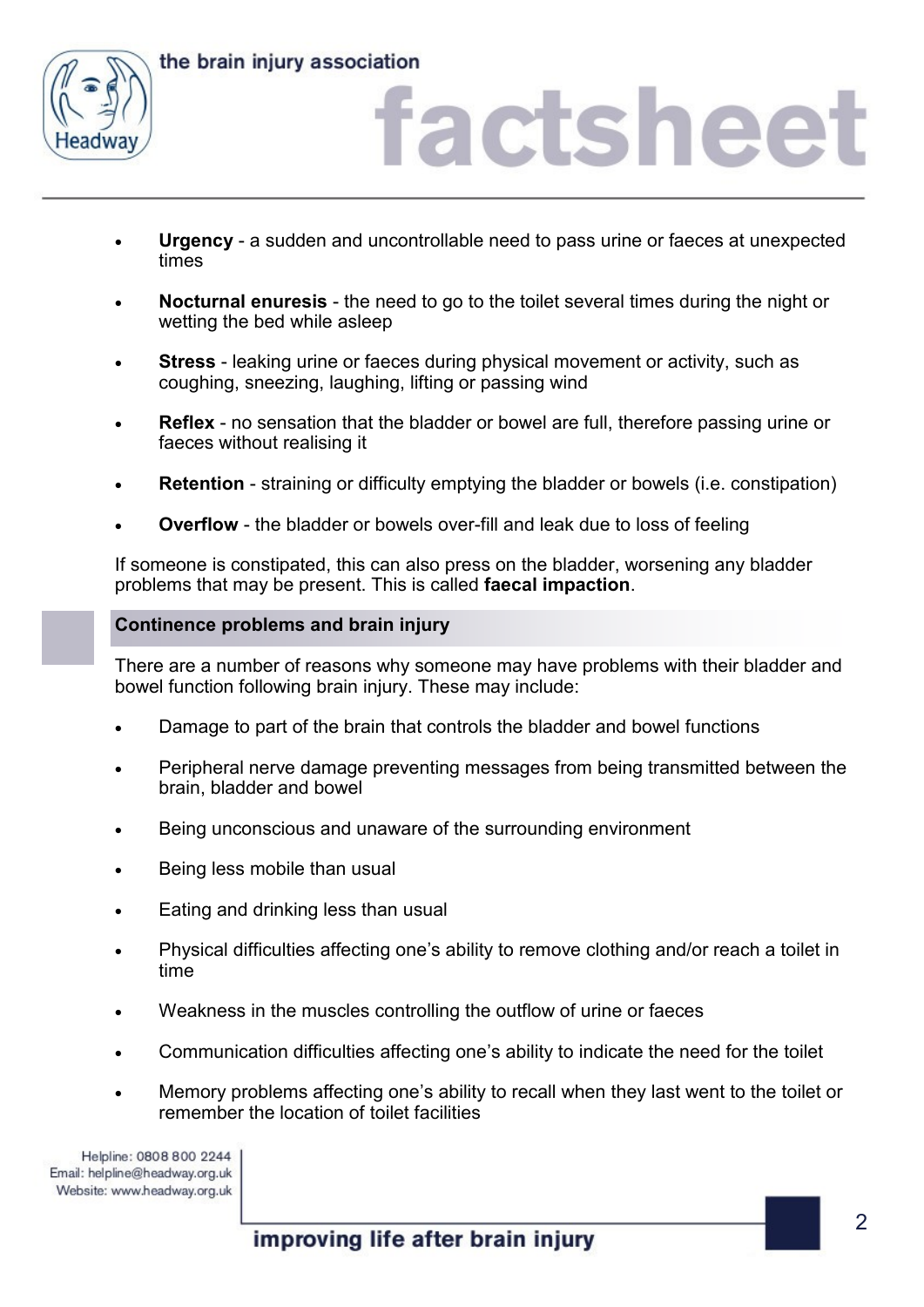- **Urgency** - a sudden and uncontrollable need to pass urine or faeces at unexpected times

- **Nocturnal enuresis** - the need to go to the toilet several times during the night or wetting the bed while asleep

- **Stress** - leaking urine or faeces during physical movement or activity, such as coughing, sneezing, laughing, lifting or passing wind

- **Reflex** - no sensation that the bladder or bowel are full, therefore passing urine or faeces without realising it

- **Retention** - straining or difficulty emptying the bladder or bowels (i.e. constipation)

- **Overflow** - the bladder or bowels over-fill and leak due to loss of feeling

If someone is constipated, this can also press on the bladder, worsening any bladder problems that may be present. This is called **faecal impaction**.

## Continence problems and brain injury

There are a number of reasons why someone may have problems with their bladder and bowel function following brain injury. These may include:

- Damage to part of the brain that controls the bladder and bowel functions

- Peripheral nerve damage preventing messages from being transmitted between the brain, bladder and bowel

- Being unconscious and unaware of the surrounding environment

- Being less mobile than usual

- Eating and drinking less than usual

- Physical difficulties affecting one's ability to remove clothing and/or reach a toilet in time

- Weakness in the muscles controlling the outflow of urine or faeces

- Communication difficulties affecting one's ability to indicate the need for the toilet

- Memory problems affecting one's ability to recall when they last went to the toilet or remember the location of toilet facilities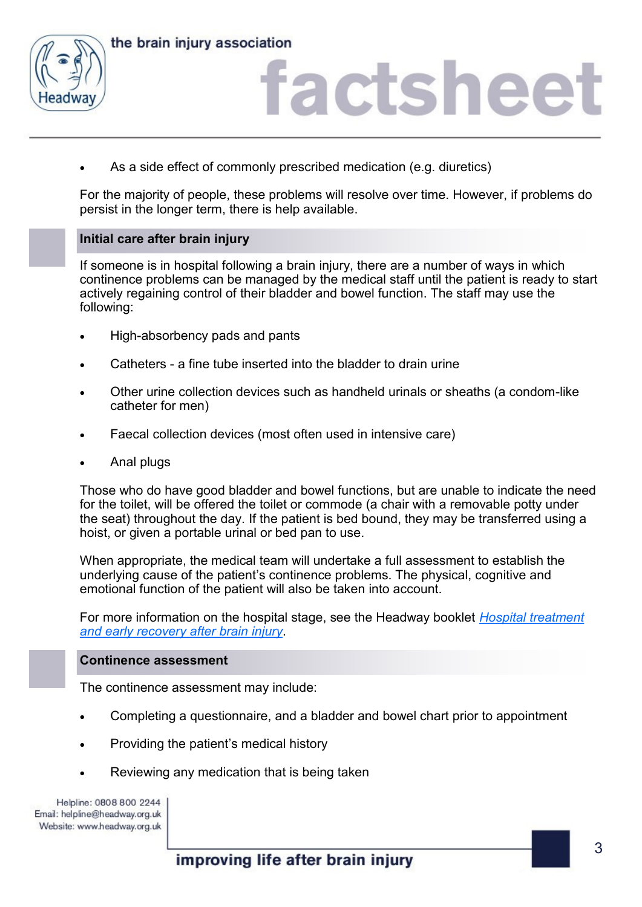- As a side effect of commonly prescribed medication (e.g. diuretics)

For the majority of people, these problems will resolve over time. However, if problems do persist in the longer term, there is help available.

## Initial care after brain injury

If someone is in hospital following a brain injury, there are a number of ways in which continence problems can be managed by the medical staff until the patient is ready to start actively regaining control of their bladder and bowel function. The staff may use the following:

- High-absorbency pads and pants
- Catheters - a fine tube inserted into the bladder to drain urine
- Other urine collection devices such as handheld urinals or sheaths (a condom-like catheter for men)
- Faecal collection devices (most often used in intensive care)
- Anal plugs

Those who do have good bladder and bowel functions, but are unable to indicate the need for the toilet, will be offered the toilet or commode (a chair with a removable potty under the seat) throughout the day. If the patient is bed bound, they may be transferred using a hoist, or given a portable urinal or bed pan to use.

When appropriate, the medical team will undertake a full assessment to establish the underlying cause of the patient's continence problems. The physical, cognitive and emotional function of the patient will also be taken into account.

For more information on the hospital stage, see the Headway booklet *Hospital treatment and early recovery after brain injury*.

## Continence assessment

The continence assessment may include:

- Completing a questionnaire, and a bladder and bowel chart prior to appointment
- Providing the patient's medical history
- Reviewing any medication that is being taken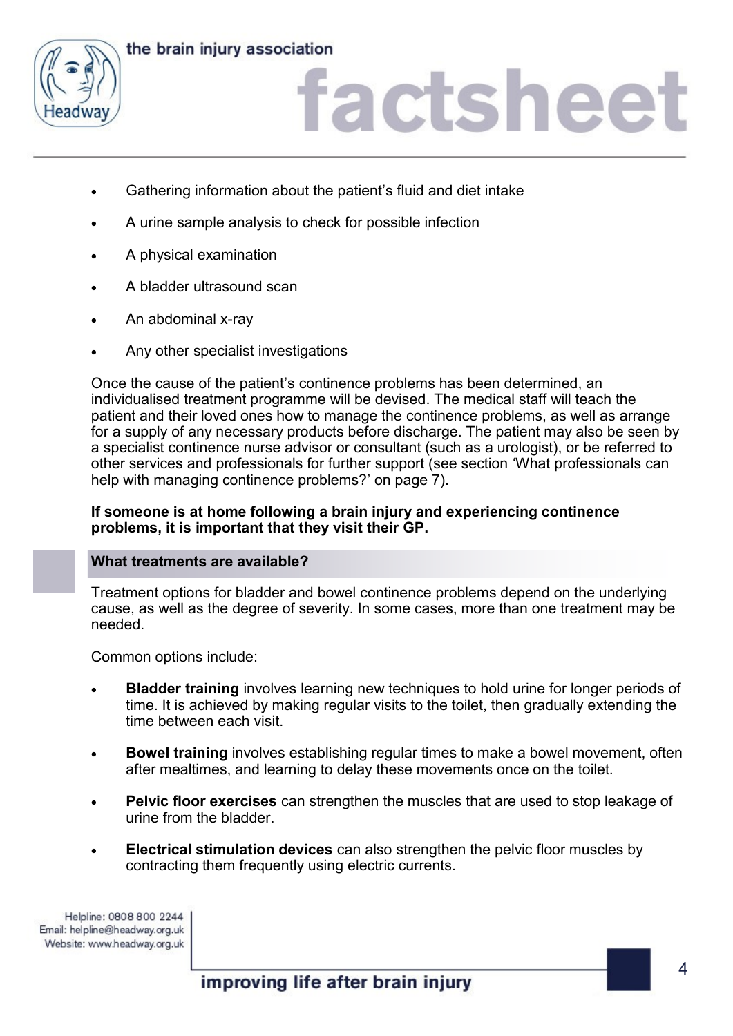- Gathering information about the patient's fluid and diet intake
- A urine sample analysis to check for possible infection
- A physical examination
- A bladder ultrasound scan
- An abdominal x-ray
- Any other specialist investigations

Once the cause of the patient's continence problems has been determined, an individualised treatment programme will be devised. The medical staff will teach the patient and their loved ones how to manage the continence problems, as well as arrange for a supply of any necessary products before discharge. The patient may also be seen by a specialist continence nurse advisor or consultant (such as a urologist), or be referred to other services and professionals for further support (see section 'What professionals can help with managing continence problems?' on page 7).

**If someone is at home following a brain injury and experiencing continence problems, it is important that they visit their GP.**

## What treatments are available?

Treatment options for bladder and bowel continence problems depend on the underlying cause, as well as the degree of severity. In some cases, more than one treatment may be needed.

Common options include:

- **Bladder training** involves learning new techniques to hold urine for longer periods of time. It is achieved by making regular visits to the toilet, then gradually extending the time between each visit.
- **Bowel training** involves establishing regular times to make a bowel movement, often after mealtimes, and learning to delay these movements once on the toilet.
- **Pelvic floor exercises** can strengthen the muscles that are used to stop leakage of urine from the bladder.
- **Electrical stimulation devices** can also strengthen the pelvic floor muscles by contracting them frequently using electric currents.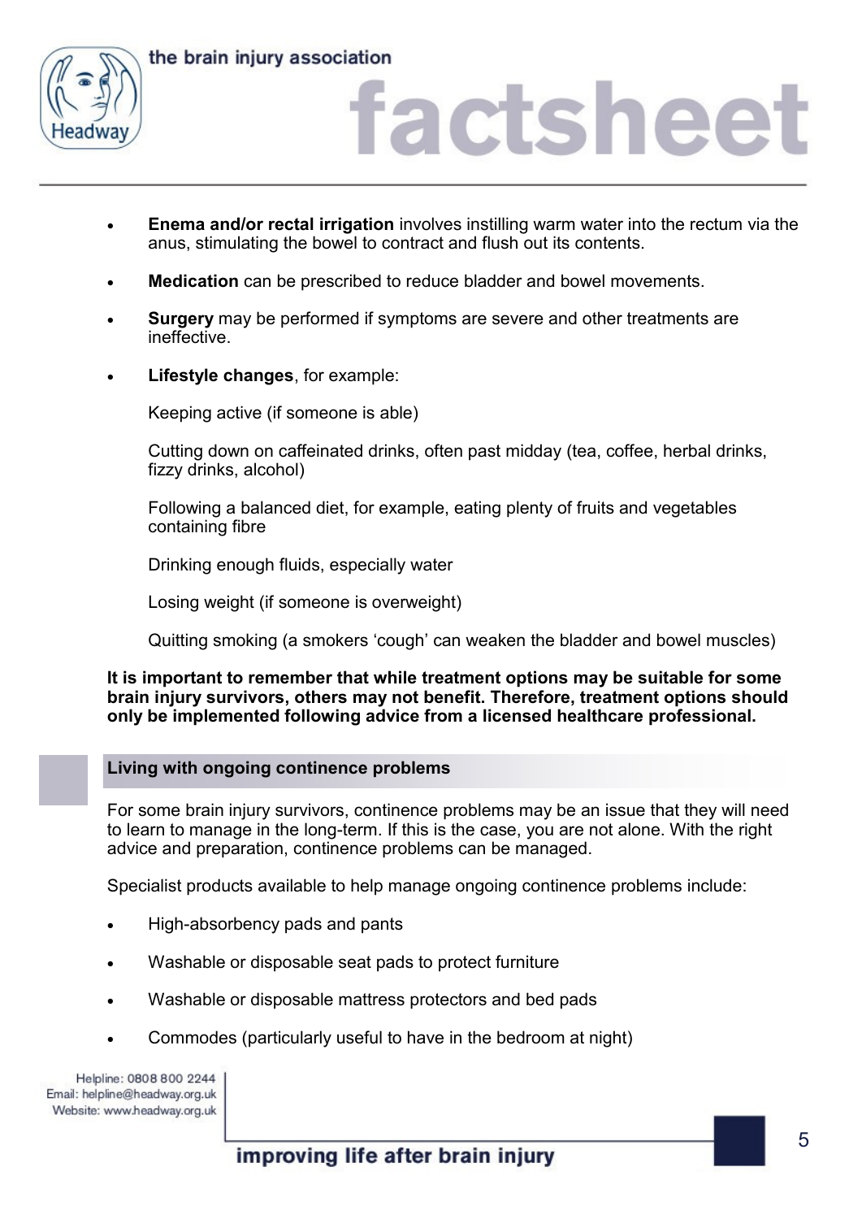- **Enema and/or rectal irrigation** involves instilling warm water into the rectum via the anus, stimulating the bowel to contract and flush out its contents.
- **Medication** can be prescribed to reduce bladder and bowel movements.
- **Surgery** may be performed if symptoms are severe and other treatments are ineffective.
- **Lifestyle changes**, for example:

  Keeping active (if someone is able)

  Cutting down on caffeinated drinks, often past midday (tea, coffee, herbal drinks, fizzy drinks, alcohol)

  Following a balanced diet, for example, eating plenty of fruits and vegetables containing fibre

  Drinking enough fluids, especially water

  Losing weight (if someone is overweight)

  Quitting smoking (a smokers 'cough' can weaken the bladder and bowel muscles)

**It is important to remember that while treatment options may be suitable for some brain injury survivors, others may not benefit. Therefore, treatment options should only be implemented following advice from a licensed healthcare professional.**

## Living with ongoing continence problems

For some brain injury survivors, continence problems may be an issue that they will need to learn to manage in the long-term. If this is the case, you are not alone. With the right advice and preparation, continence problems can be managed.

Specialist products available to help manage ongoing continence problems include:

- High-absorbency pads and pants
- Washable or disposable seat pads to protect furniture
- Washable or disposable mattress protectors and bed pads
- Commodes (particularly useful to have in the bedroom at night)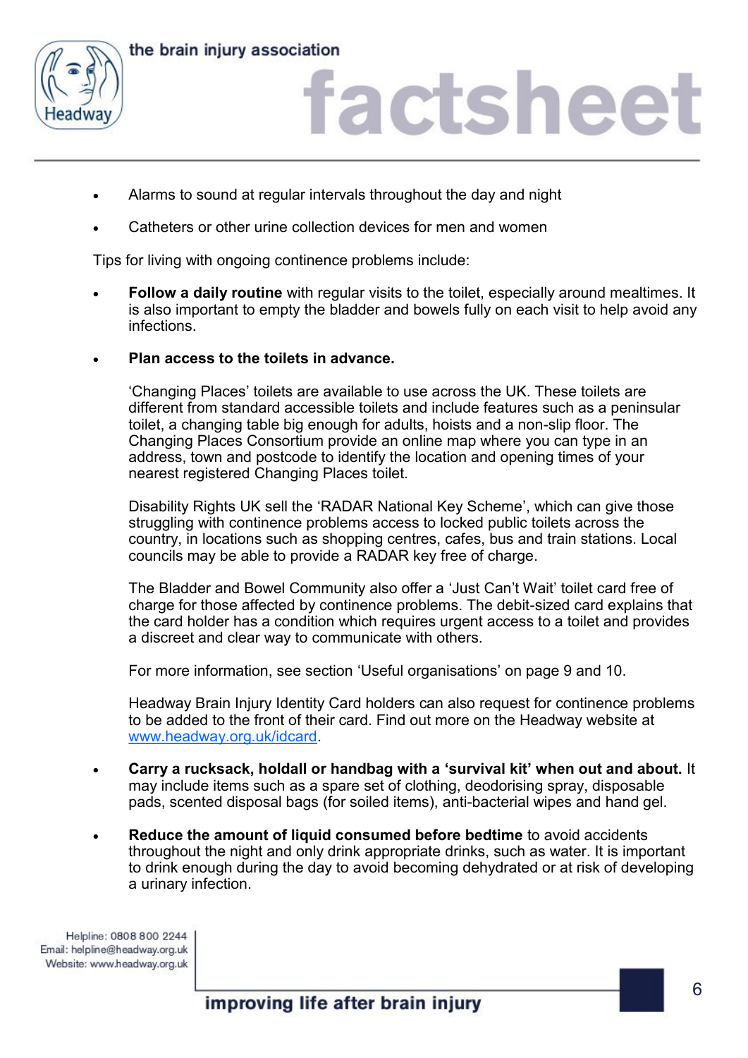- Alarms to sound at regular intervals throughout the day and night
- Catheters or other urine collection devices for men and women

Tips for living with ongoing continence problems include:

- **Follow a daily routine** with regular visits to the toilet, especially around mealtimes. It is also important to empty the bladder and bowels fully on each visit to help avoid any infections.

- **Plan access to the toilets in advance.**

  'Changing Places' toilets are available to use across the UK. These toilets are different from standard accessible toilets and include features such as a peninsular toilet, a changing table big enough for adults, hoists and a non-slip floor. The Changing Places Consortium provide an online map where you can type in an address, town and postcode to identify the location and opening times of your nearest registered Changing Places toilet.

  Disability Rights UK sell the 'RADAR National Key Scheme', which can give those struggling with continence problems access to locked public toilets across the country, in locations such as shopping centres, cafes, bus and train stations. Local councils may be able to provide a RADAR key free of charge.

  The Bladder and Bowel Community also offer a 'Just Can't Wait' toilet card free of charge for those affected by continence problems. The debit-sized card explains that the card holder has a condition which requires urgent access to a toilet and provides a discreet and clear way to communicate with others.

  For more information, see section 'Useful organisations' on page 9 and 10.

  Headway Brain Injury Identity Card holders can also request for continence problems to be added to the front of their card. Find out more on the Headway website at [www.headway.org.uk/idcard](http://www.headway.org.uk/idcard).

- **Carry a rucksack, holdall or handbag with a 'survival kit' when out and about.** It may include items such as a spare set of clothing, deodorising spray, disposable pads, scented disposal bags (for soiled items), anti-bacterial wipes and hand gel.

- **Reduce the amount of liquid consumed before bedtime** to avoid accidents throughout the night and only drink appropriate drinks, such as water. It is important to drink enough during the day to avoid becoming dehydrated or at risk of developing a urinary infection.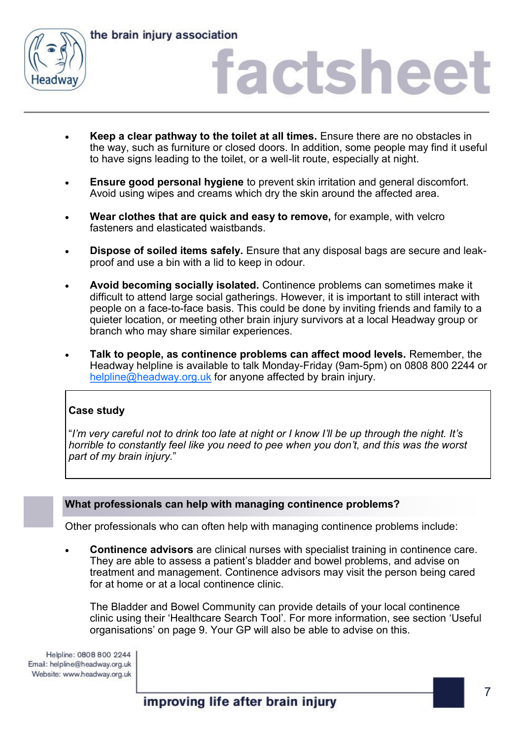- **Keep a clear pathway to the toilet at all times.** Ensure there are no obstacles in the way, such as furniture or closed doors. In addition, some people may find it useful to have signs leading to the toilet, or a well-lit route, especially at night.

- **Ensure good personal hygiene** to prevent skin irritation and general discomfort. Avoid using wipes and creams which dry the skin around the affected area.

- **Wear clothes that are quick and easy to remove,** for example, with velcro fasteners and elasticated waistbands.

- **Dispose of soiled items safely.** Ensure that any disposal bags are secure and leak-proof and use a bin with a lid to keep in odour.

- **Avoid becoming socially isolated.** Continence problems can sometimes make it difficult to attend large social gatherings. However, it is important to still interact with people on a face-to-face basis. This could be done by inviting friends and family to a quieter location, or meeting other brain injury survivors at a local Headway group or branch who may share similar experiences.

- **Talk to people, as continence problems can affect mood levels.** Remember, the Headway helpline is available to talk Monday-Friday (9am-5pm) on 0808 800 2244 or helpline@headway.org.uk for anyone affected by brain injury.

> **Case study**
>
> "*I'm very careful not to drink too late at night or I know I'll be up through the night. It's horrible to constantly feel like you need to pee when you don't, and this was the worst part of my brain injury.*"

## What professionals can help with managing continence problems?

Other professionals who can often help with managing continence problems include:

- **Continence advisors** are clinical nurses with specialist training in continence care. They are able to assess a patient's bladder and bowel problems, and advise on treatment and management. Continence advisors may visit the person being cared for at home or at a local continence clinic.

  The Bladder and Bowel Community can provide details of your local continence clinic using their 'Healthcare Search Tool'. For more information, see section 'Useful organisations' on page 9. Your GP will also be able to advise on this.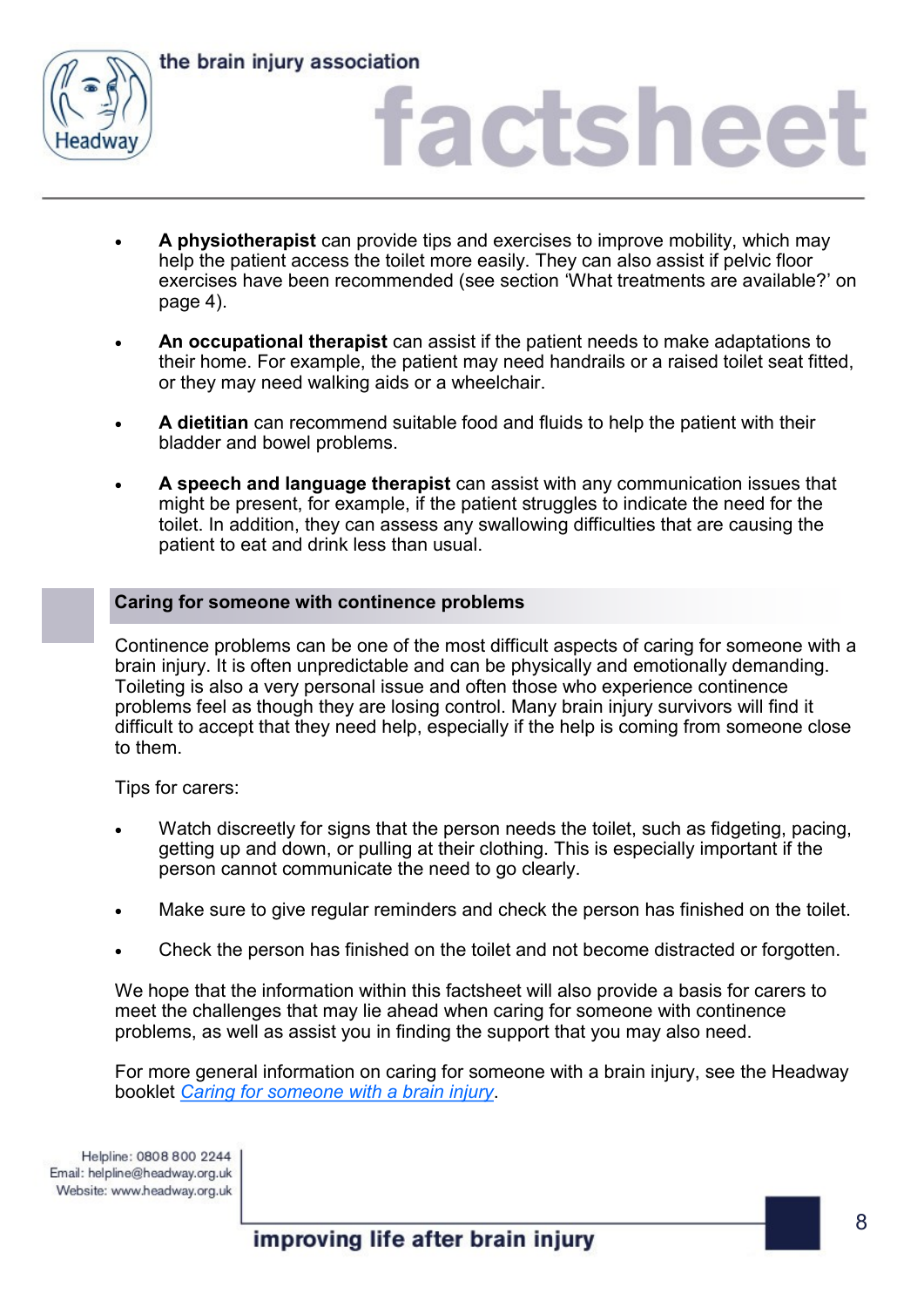- **A physiotherapist** can provide tips and exercises to improve mobility, which may help the patient access the toilet more easily. They can also assist if pelvic floor exercises have been recommended (see section 'What treatments are available?' on page 4).

- **An occupational therapist** can assist if the patient needs to make adaptations to their home. For example, the patient may need handrails or a raised toilet seat fitted, or they may need walking aids or a wheelchair.

- **A dietitian** can recommend suitable food and fluids to help the patient with their bladder and bowel problems.

- **A speech and language therapist** can assist with any communication issues that might be present, for example, if the patient struggles to indicate the need for the toilet. In addition, they can assess any swallowing difficulties that are causing the patient to eat and drink less than usual.

## Caring for someone with continence problems

Continence problems can be one of the most difficult aspects of caring for someone with a brain injury. It is often unpredictable and can be physically and emotionally demanding. Toileting is also a very personal issue and often those who experience continence problems feel as though they are losing control. Many brain injury survivors will find it difficult to accept that they need help, especially if the help is coming from someone close to them.

Tips for carers:

- Watch discreetly for signs that the person needs the toilet, such as fidgeting, pacing, getting up and down, or pulling at their clothing. This is especially important if the person cannot communicate the need to go clearly.

- Make sure to give regular reminders and check the person has finished on the toilet.

- Check the person has finished on the toilet and not become distracted or forgotten.

We hope that the information within this factsheet will also provide a basis for carers to meet the challenges that may lie ahead when caring for someone with continence problems, as well as assist you in finding the support that you may also need.

For more general information on caring for someone with a brain injury, see the Headway booklet *Caring for someone with a brain injury*.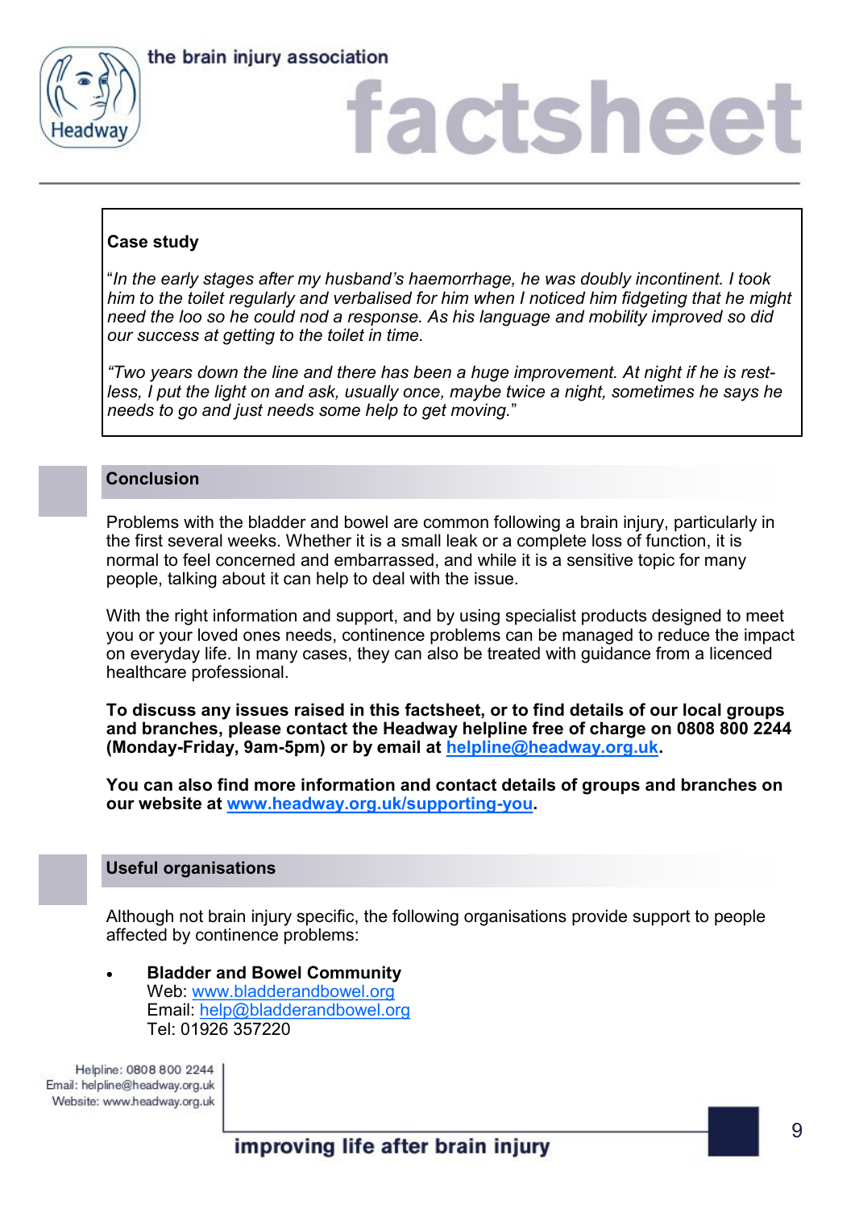**Case study**

"*In the early stages after my husband's haemorrhage, he was doubly incontinent. I took him to the toilet regularly and verbalised for him when I noticed him fidgeting that he might need the loo so he could nod a response. As his language and mobility improved so did our success at getting to the toilet in time.*

*"Two years down the line and there has been a huge improvement. At night if he is restless, I put the light on and ask, usually once, maybe twice a night, sometimes he says he needs to go and just needs some help to get moving.*"

## Conclusion

Problems with the bladder and bowel are common following a brain injury, particularly in the first several weeks. Whether it is a small leak or a complete loss of function, it is normal to feel concerned and embarrassed, and while it is a sensitive topic for many people, talking about it can help to deal with the issue.

With the right information and support, and by using specialist products designed to meet you or your loved ones needs, continence problems can be managed to reduce the impact on everyday life. In many cases, they can also be treated with guidance from a licenced healthcare professional.

**To discuss any issues raised in this factsheet, or to find details of our local groups and branches, please contact the Headway helpline free of charge on 0808 800 2244 (Monday-Friday, 9am-5pm) or by email at [helpline@headway.org.uk](mailto:helpline@headway.org.uk).**

**You can also find more information and contact details of groups and branches on our website at [www.headway.org.uk/supporting-you](http://www.headway.org.uk/supporting-you).**

## Useful organisations

Although not brain injury specific, the following organisations provide support to people affected by continence problems:

- **Bladder and Bowel Community**
  Web: [www.bladderandbowel.org](http://www.bladderandbowel.org)
  Email: [help@bladderandbowel.org](mailto:help@bladderandbowel.org)
  Tel: 01926 357220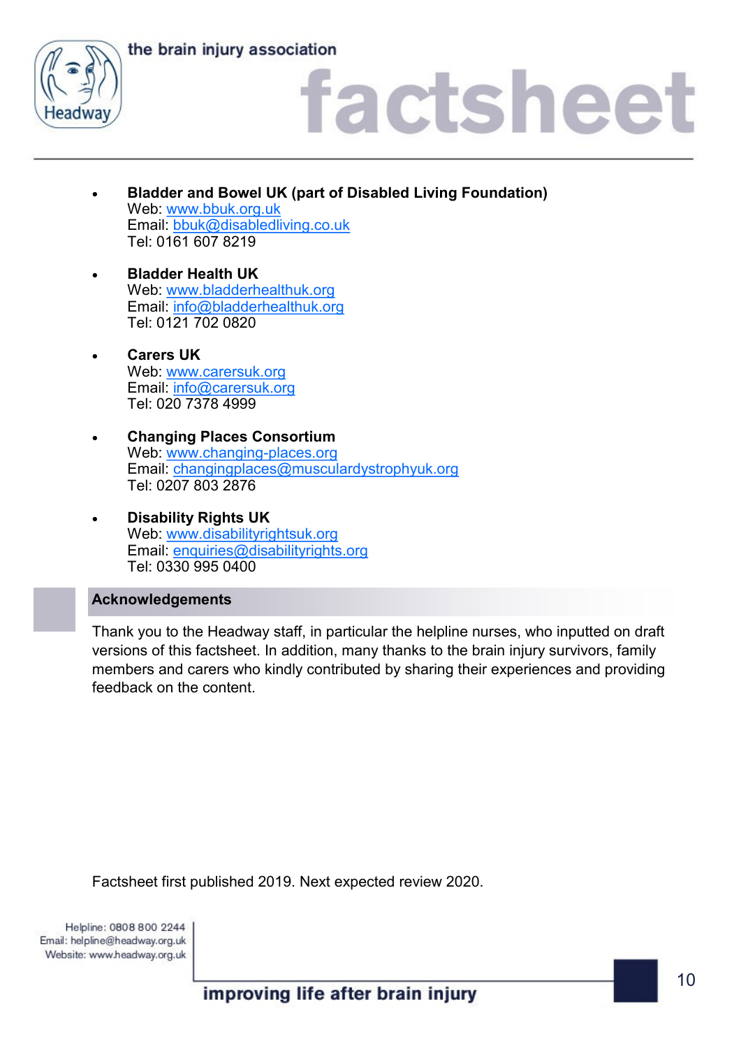- **Bladder and Bowel UK (part of Disabled Living Foundation)**
  Web: www.bbuk.org.uk
  Email: bbuk@disabledliving.co.uk
  Tel: 0161 607 8219

- **Bladder Health UK**
  Web: www.bladderhealthuk.org
  Email: info@bladderhealthuk.org
  Tel: 0121 702 0820

- **Carers UK**
  Web: www.carersuk.org
  Email: info@carersuk.org
  Tel: 020 7378 4999

- **Changing Places Consortium**
  Web: www.changing-places.org
  Email: changingplaces@musculardystrophyuk.org
  Tel: 0207 803 2876

- **Disability Rights UK**
  Web: www.disabilityrightsuk.org
  Email: enquiries@disabilityrights.org
  Tel: 0330 995 0400

## Acknowledgements

Thank you to the Headway staff, in particular the helpline nurses, who inputted on draft versions of this factsheet. In addition, many thanks to the brain injury survivors, family members and carers who kindly contributed by sharing their experiences and providing feedback on the content.

Factsheet first published 2019. Next expected review 2020.